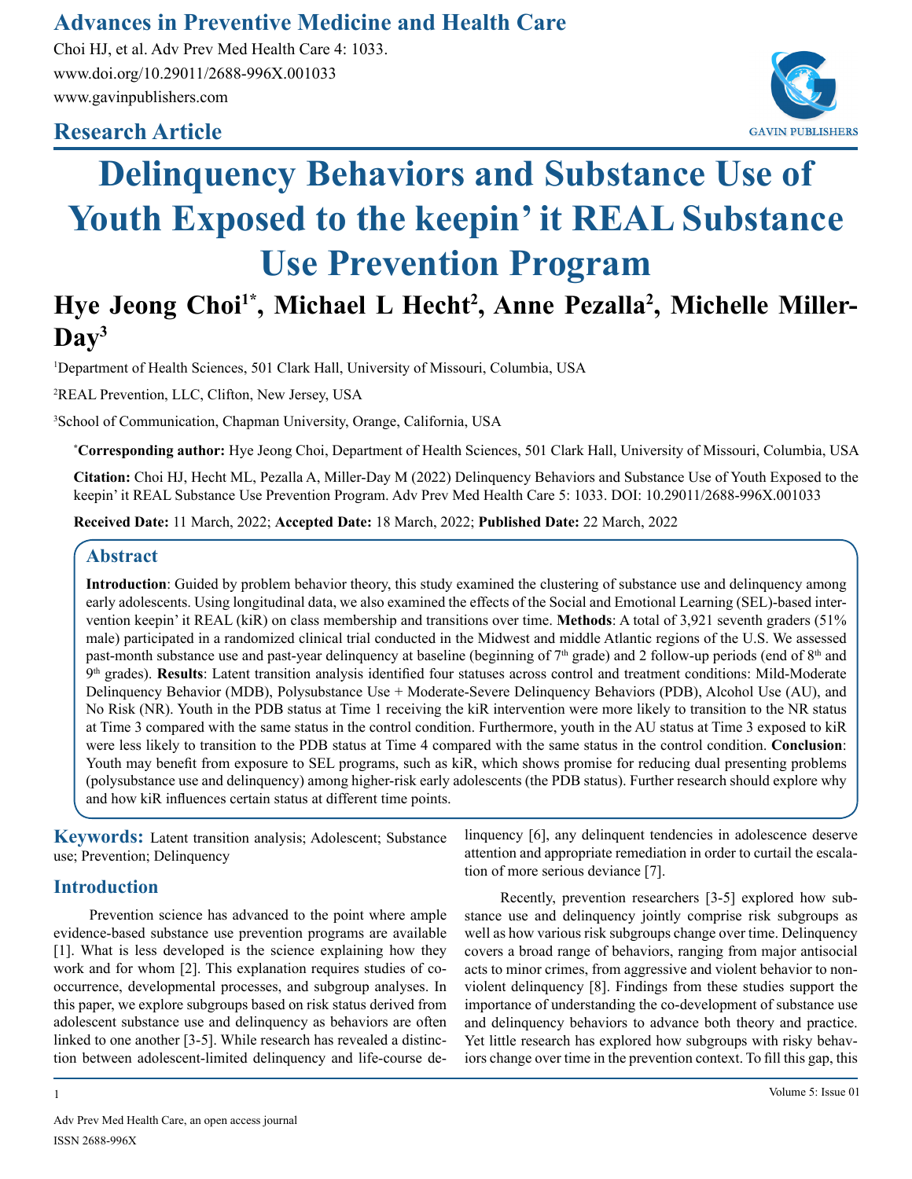# Advances in Preventive Medicine and Health Care

Choi HJ, et al. Adv Prev Med Health Care 4: 1033.
www.doi.org/10.29011/2688-996X.001033
www.gavinpublishers.com

## Research Article

# Delinquency Behaviors and Substance Use of Youth Exposed to the keepin' it REAL Substance Use Prevention Program

**Hye Jeong Choi[1*], Michael L Hecht[2], Anne Pezalla[2], Michelle Miller-Day[3]**

[1]Department of Health Sciences, 501 Clark Hall, University of Missouri, Columbia, USA

[2]REAL Prevention, LLC, Clifton, New Jersey, USA

[3]School of Communication, Chapman University, Orange, California, USA

**[*]Corresponding author:** Hye Jeong Choi, Department of Health Sciences, 501 Clark Hall, University of Missouri, Columbia, USA

**Citation:** Choi HJ, Hecht ML, Pezalla A, Miller-Day M (2022) Delinquency Behaviors and Substance Use of Youth Exposed to the keepin' it REAL Substance Use Prevention Program. Adv Prev Med Health Care 5: 1033. DOI: 10.29011/2688-996X.001033

**Received Date:** 11 March, 2022; **Accepted Date:** 18 March, 2022; **Published Date:** 22 March, 2022

## Abstract

**Introduction**: Guided by problem behavior theory, this study examined the clustering of substance use and delinquency among early adolescents. Using longitudinal data, we also examined the effects of the Social and Emotional Learning (SEL)-based intervention keepin' it REAL (kiR) on class membership and transitions over time. **Methods**: A total of 3,921 seventh graders (51% male) participated in a randomized clinical trial conducted in the Midwest and middle Atlantic regions of the U.S. We assessed past-month substance use and past-year delinquency at baseline (beginning of 7th grade) and 2 follow-up periods (end of 8th and 9th grades). **Results**: Latent transition analysis identified four statuses across control and treatment conditions: Mild-Moderate Delinquency Behavior (MDB), Polysubstance Use + Moderate-Severe Delinquency Behaviors (PDB), Alcohol Use (AU), and No Risk (NR). Youth in the PDB status at Time 1 receiving the kiR intervention were more likely to transition to the NR status at Time 3 compared with the same status in the control condition. Furthermore, youth in the AU status at Time 3 exposed to kiR were less likely to transition to the PDB status at Time 4 compared with the same status in the control condition. **Conclusion**: Youth may benefit from exposure to SEL programs, such as kiR, which shows promise for reducing dual presenting problems (polysubstance use and delinquency) among higher-risk early adolescents (the PDB status). Further research should explore why and how kiR influences certain status at different time points.

**Keywords:** Latent transition analysis; Adolescent; Substance use; Prevention; Delinquency

## Introduction

Prevention science has advanced to the point where ample evidence-based substance use prevention programs are available [1]. What is less developed is the science explaining how they work and for whom [2]. This explanation requires studies of co-occurrence, developmental processes, and subgroup analyses. In this paper, we explore subgroups based on risk status derived from adolescent substance use and delinquency as behaviors are often linked to one another [3-5]. While research has revealed a distinction between adolescent-limited delinquency and life-course delinquency [6], any delinquent tendencies in adolescence deserve attention and appropriate remediation in order to curtail the escalation of more serious deviance [7].

Recently, prevention researchers [3-5] explored how substance use and delinquency jointly comprise risk subgroups as well as how various risk subgroups change over time. Delinquency covers a broad range of behaviors, ranging from major antisocial acts to minor crimes, from aggressive and violent behavior to non-violent delinquency [8]. Findings from these studies support the importance of understanding the co-development of substance use and delinquency behaviors to advance both theory and practice. Yet little research has explored how subgroups with risky behaviors change over time in the prevention context. To fill this gap, this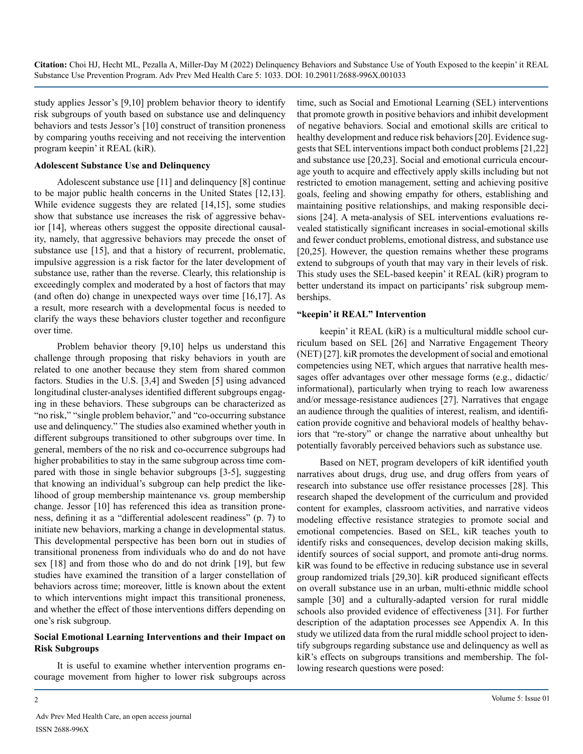study applies Jessor's [9,10] problem behavior theory to identify risk subgroups of youth based on substance use and delinquency behaviors and tests Jessor's [10] construct of transition proneness by comparing youths receiving and not receiving the intervention program keepin' it REAL (kiR).

## Adolescent Substance Use and Delinquency

Adolescent substance use [11] and delinquency [8] continue to be major public health concerns in the United States [12,13]. While evidence suggests they are related [14,15], some studies show that substance use increases the risk of aggressive behavior [14], whereas others suggest the opposite directional causality, namely, that aggressive behaviors may precede the onset of substance use [15], and that a history of recurrent, problematic, impulsive aggression is a risk factor for the later development of substance use, rather than the reverse. Clearly, this relationship is exceedingly complex and moderated by a host of factors that may (and often do) change in unexpected ways over time [16,17]. As a result, more research with a developmental focus is needed to clarify the ways these behaviors cluster together and reconfigure over time.

Problem behavior theory [9,10] helps us understand this challenge through proposing that risky behaviors in youth are related to one another because they stem from shared common factors. Studies in the U.S. [3,4] and Sweden [5] using advanced longitudinal cluster-analyses identified different subgroups engaging in these behaviors. These subgroups can be characterized as "no risk," "single problem behavior," and "co-occurring substance use and delinquency." The studies also examined whether youth in different subgroups transitioned to other subgroups over time. In general, members of the no risk and co-occurrence subgroups had higher probabilities to stay in the same subgroup across time compared with those in single behavior subgroups [3-5], suggesting that knowing an individual's subgroup can help predict the likelihood of group membership maintenance vs. group membership change. Jessor [10] has referenced this idea as transition proneness, defining it as a "differential adolescent readiness" (p. 7) to initiate new behaviors, marking a change in developmental status. This developmental perspective has been born out in studies of transitional proneness from individuals who do and do not have sex [18] and from those who do and do not drink [19], but few studies have examined the transition of a larger constellation of behaviors across time; moreover, little is known about the extent to which interventions might impact this transitional proneness, and whether the effect of those interventions differs depending on one's risk subgroup.

## Social Emotional Learning Interventions and their Impact on Risk Subgroups

It is useful to examine whether intervention programs encourage movement from higher to lower risk subgroups across time, such as Social and Emotional Learning (SEL) interventions that promote growth in positive behaviors and inhibit development of negative behaviors. Social and emotional skills are critical to healthy development and reduce risk behaviors [20]. Evidence suggests that SEL interventions impact both conduct problems [21,22] and substance use [20,23]. Social and emotional curricula encourage youth to acquire and effectively apply skills including but not restricted to emotion management, setting and achieving positive goals, feeling and showing empathy for others, establishing and maintaining positive relationships, and making responsible decisions [24]. A meta-analysis of SEL interventions evaluations revealed statistically significant increases in social-emotional skills and fewer conduct problems, emotional distress, and substance use [20,25]. However, the question remains whether these programs extend to subgroups of youth that may vary in their levels of risk. This study uses the SEL-based keepin' it REAL (kiR) program to better understand its impact on participants' risk subgroup memberships.

## "keepin' it REAL" Intervention

keepin' it REAL (kiR) is a multicultural middle school curriculum based on SEL [26] and Narrative Engagement Theory (NET) [27]. kiR promotes the development of social and emotional competencies using NET, which argues that narrative health messages offer advantages over other message forms (e.g., didactic/informational), particularly when trying to reach low awareness and/or message-resistance audiences [27]. Narratives that engage an audience through the qualities of interest, realism, and identification provide cognitive and behavioral models of healthy behaviors that "re-story" or change the narrative about unhealthy but potentially favorably perceived behaviors such as substance use.

Based on NET, program developers of kiR identified youth narratives about drugs, drug use, and drug offers from years of research into substance use offer resistance processes [28]. This research shaped the development of the curriculum and provided content for examples, classroom activities, and narrative videos modeling effective resistance strategies to promote social and emotional competencies. Based on SEL, kiR teaches youth to identify risks and consequences, develop decision making skills, identify sources of social support, and promote anti-drug norms. kiR was found to be effective in reducing substance use in several group randomized trials [29,30]. kiR produced significant effects on overall substance use in an urban, multi-ethnic middle school sample [30] and a culturally-adapted version for rural middle schools also provided evidence of effectiveness [31]. For further description of the adaptation processes see Appendix A. In this study we utilized data from the rural middle school project to identify subgroups regarding substance use and delinquency as well as kiR's effects on subgroups transitions and membership. The following research questions were posed: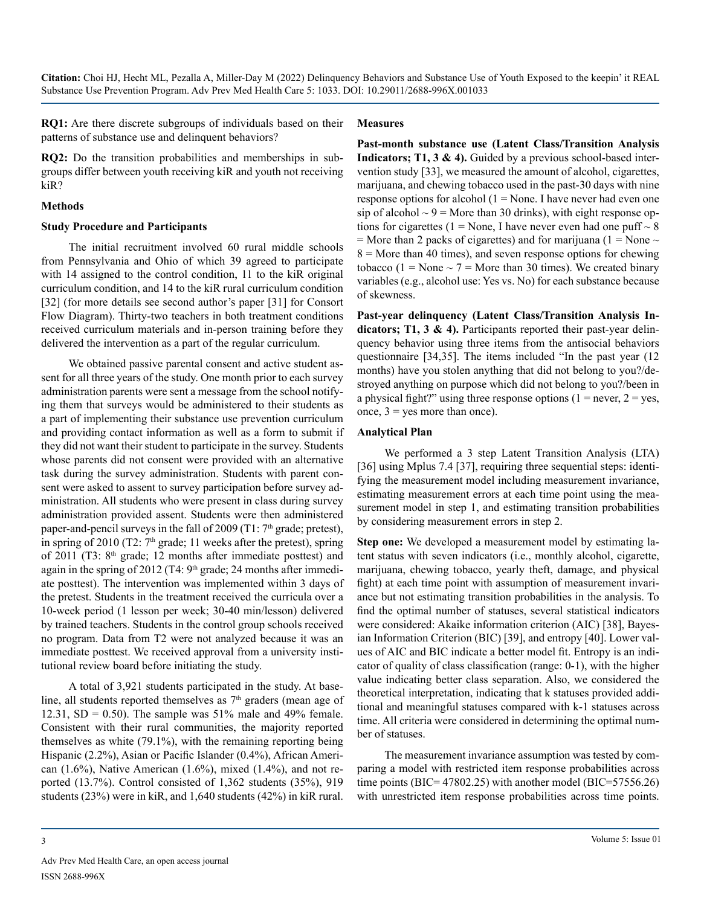**RQ1:** Are there discrete subgroups of individuals based on their patterns of substance use and delinquent behaviors?

**RQ2:** Do the transition probabilities and memberships in subgroups differ between youth receiving kiR and youth not receiving kiR?

## Methods

### Study Procedure and Participants

The initial recruitment involved 60 rural middle schools from Pennsylvania and Ohio of which 39 agreed to participate with 14 assigned to the control condition, 11 to the kiR original curriculum condition, and 14 to the kiR rural curriculum condition [32] (for more details see second author's paper [31] for Consort Flow Diagram). Thirty-two teachers in both treatment conditions received curriculum materials and in-person training before they delivered the intervention as a part of the regular curriculum.

We obtained passive parental consent and active student assent for all three years of the study. One month prior to each survey administration parents were sent a message from the school notifying them that surveys would be administered to their students as a part of implementing their substance use prevention curriculum and providing contact information as well as a form to submit if they did not want their student to participate in the survey. Students whose parents did not consent were provided with an alternative task during the survey administration. Students with parent consent were asked to assent to survey participation before survey administration. All students who were present in class during survey administration provided assent. Students were then administered paper-and-pencil surveys in the fall of 2009 (T1: 7th grade; pretest), in spring of 2010 (T2: 7th grade; 11 weeks after the pretest), spring of 2011 (T3: 8th grade; 12 months after immediate posttest) and again in the spring of 2012 (T4: 9th grade; 24 months after immediate posttest). The intervention was implemented within 3 days of the pretest. Students in the treatment received the curricula over a 10-week period (1 lesson per week; 30-40 min/lesson) delivered by trained teachers. Students in the control group schools received no program. Data from T2 were not analyzed because it was an immediate posttest. We received approval from a university institutional review board before initiating the study.

A total of 3,921 students participated in the study. At baseline, all students reported themselves as 7th graders (mean age of 12.31, SD = 0.50). The sample was 51% male and 49% female. Consistent with their rural communities, the majority reported themselves as white (79.1%), with the remaining reporting being Hispanic (2.2%), Asian or Pacific Islander (0.4%), African American (1.6%), Native American (1.6%), mixed (1.4%), and not reported (13.7%). Control consisted of 1,362 students (35%), 919 students (23%) were in kiR, and 1,640 students (42%) in kiR rural.

### Measures

**Past-month substance use (Latent Class/Transition Analysis Indicators; T1, 3 & 4).** Guided by a previous school-based intervention study [33], we measured the amount of alcohol, cigarettes, marijuana, and chewing tobacco used in the past-30 days with nine response options for alcohol (1 = None. I have never had even one sip of alcohol ~ 9 = More than 30 drinks), with eight response options for cigarettes (1 = None, I have never even had one puff ~ 8 = More than 2 packs of cigarettes) and for marijuana (1 = None ~ 8 = More than 40 times), and seven response options for chewing tobacco (1 = None ~ 7 = More than 30 times). We created binary variables (e.g., alcohol use: Yes vs. No) for each substance because of skewness.

**Past-year delinquency (Latent Class/Transition Analysis Indicators; T1, 3 & 4).** Participants reported their past-year delinquency behavior using three items from the antisocial behaviors questionnaire [34,35]. The items included "In the past year (12 months) have you stolen anything that did not belong to you?/destroyed anything on purpose which did not belong to you?/been in a physical fight?" using three response options (1 = never, 2 = yes, once, 3 = yes more than once).

### Analytical Plan

We performed a 3 step Latent Transition Analysis (LTA) [36] using Mplus 7.4 [37], requiring three sequential steps: identifying the measurement model including measurement invariance, estimating measurement errors at each time point using the measurement model in step 1, and estimating transition probabilities by considering measurement errors in step 2.

**Step one:** We developed a measurement model by estimating latent status with seven indicators (i.e., monthly alcohol, cigarette, marijuana, chewing tobacco, yearly theft, damage, and physical fight) at each time point with assumption of measurement invariance but not estimating transition probabilities in the analysis. To find the optimal number of statuses, several statistical indicators were considered: Akaike information criterion (AIC) [38], Bayesian Information Criterion (BIC) [39], and entropy [40]. Lower values of AIC and BIC indicate a better model fit. Entropy is an indicator of quality of class classification (range: 0-1), with the higher value indicating better class separation. Also, we considered the theoretical interpretation, indicating that k statuses provided additional and meaningful statuses compared with k-1 statuses across time. All criteria were considered in determining the optimal number of statuses.

The measurement invariance assumption was tested by comparing a model with restricted item response probabilities across time points (BIC= 47802.25) with another model (BIC=57556.26) with unrestricted item response probabilities across time points.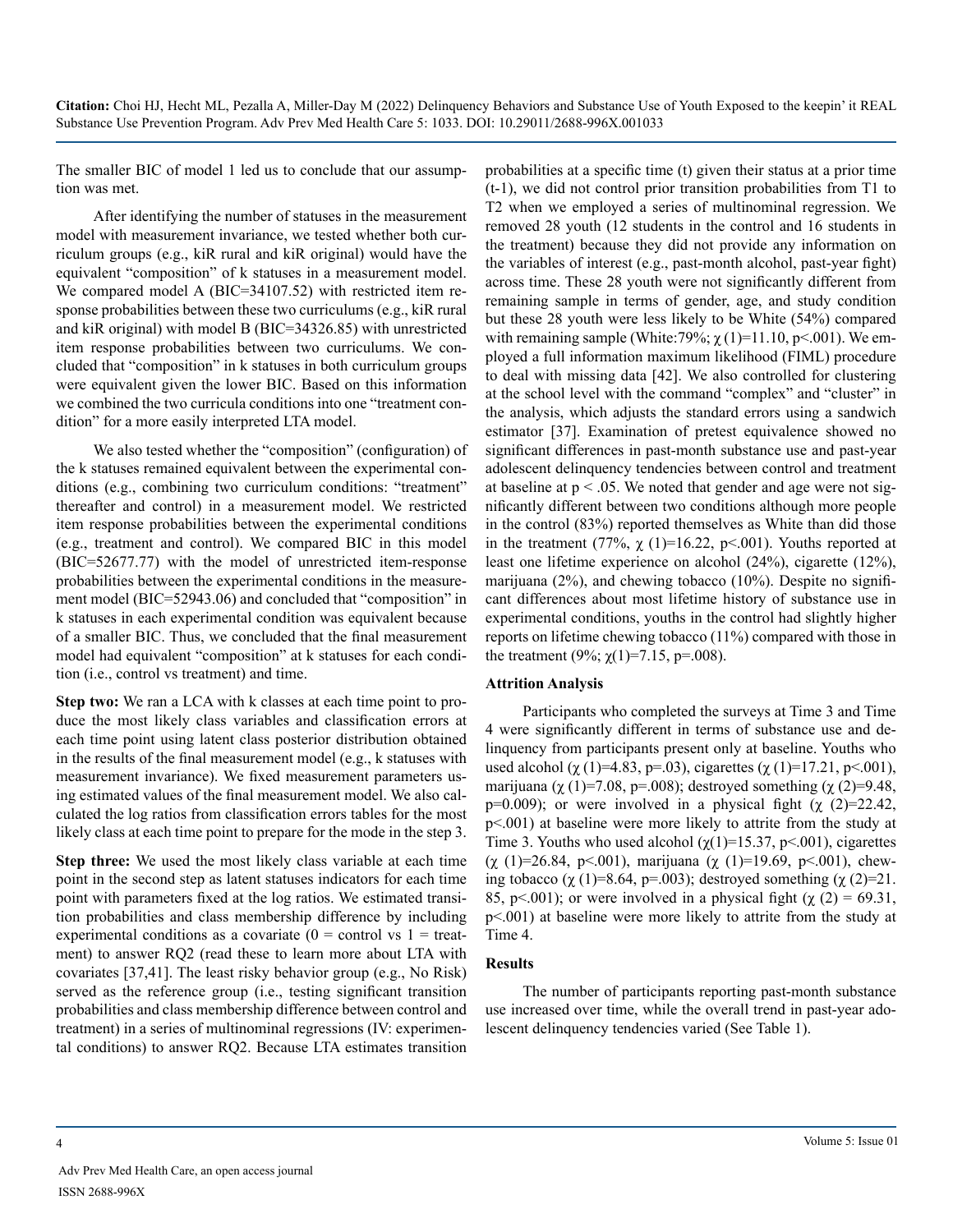The smaller BIC of model 1 led us to conclude that our assumption was met.

After identifying the number of statuses in the measurement model with measurement invariance, we tested whether both curriculum groups (e.g., kiR rural and kiR original) would have the equivalent "composition" of k statuses in a measurement model. We compared model A (BIC=34107.52) with restricted item response probabilities between these two curriculums (e.g., kiR rural and kiR original) with model B (BIC=34326.85) with unrestricted item response probabilities between two curriculums. We concluded that "composition" in k statuses in both curriculum groups were equivalent given the lower BIC. Based on this information we combined the two curricula conditions into one "treatment condition" for a more easily interpreted LTA model.

We also tested whether the "composition" (configuration) of the k statuses remained equivalent between the experimental conditions (e.g., combining two curriculum conditions: "treatment" thereafter and control) in a measurement model. We restricted item response probabilities between the experimental conditions (e.g., treatment and control). We compared BIC in this model (BIC=52677.77) with the model of unrestricted item-response probabilities between the experimental conditions in the measurement model (BIC=52943.06) and concluded that "composition" in k statuses in each experimental condition was equivalent because of a smaller BIC. Thus, we concluded that the final measurement model had equivalent "composition" at k statuses for each condition (i.e., control vs treatment) and time.

**Step two:** We ran a LCA with k classes at each time point to produce the most likely class variables and classification errors at each time point using latent class posterior distribution obtained in the results of the final measurement model (e.g., k statuses with measurement invariance). We fixed measurement parameters using estimated values of the final measurement model. We also calculated the log ratios from classification errors tables for the most likely class at each time point to prepare for the mode in the step 3.

**Step three:** We used the most likely class variable at each time point in the second step as latent statuses indicators for each time point with parameters fixed at the log ratios. We estimated transition probabilities and class membership difference by including experimental conditions as a covariate (0 = control vs 1 = treatment) to answer RQ2 (read these to learn more about LTA with covariates [37,41]. The least risky behavior group (e.g., No Risk) served as the reference group (i.e., testing significant transition probabilities and class membership difference between control and treatment) in a series of multinominal regressions (IV: experimental conditions) to answer RQ2. Because LTA estimates transition probabilities at a specific time (t) given their status at a prior time (t-1), we did not control prior transition probabilities from T1 to T2 when we employed a series of multinominal regression. We removed 28 youth (12 students in the control and 16 students in the treatment) because they did not provide any information on the variables of interest (e.g., past-month alcohol, past-year fight) across time. These 28 youth were not significantly different from remaining sample in terms of gender, age, and study condition but these 28 youth were less likely to be White (54%) compared with remaining sample (White:79%; $\chi$ (1)=11.10, p<.001). We employed a full information maximum likelihood (FIML) procedure to deal with missing data [42]. We also controlled for clustering at the school level with the command "complex" and "cluster" in the analysis, which adjusts the standard errors using a sandwich estimator [37]. Examination of pretest equivalence showed no significant differences in past-month substance use and past-year adolescent delinquency tendencies between control and treatment at baseline at $p < .05$. We noted that gender and age were not significantly different between two conditions although more people in the control (83%) reported themselves as White than did those in the treatment (77%, $\chi$ (1)=16.22, p<.001). Youths reported at least one lifetime experience on alcohol (24%), cigarette (12%), marijuana (2%), and chewing tobacco (10%). Despite no significant differences about most lifetime history of substance use in experimental conditions, youths in the control had slightly higher reports on lifetime chewing tobacco (11%) compared with those in the treatment (9%; $\chi$(1)=7.15, p=.008).

### Attrition Analysis

Participants who completed the surveys at Time 3 and Time 4 were significantly different in terms of substance use and delinquency from participants present only at baseline. Youths who used alcohol ($\chi$ (1)=4.83, p=.03), cigarettes ($\chi$ (1)=17.21, p<.001), marijuana ($\chi$ (1)=7.08, p=.008); destroyed something ($\chi$ (2)=9.48, p=0.009); or were involved in a physical fight ($\chi$ (2)=22.42, p<.001) at baseline were more likely to attrite from the study at Time 3. Youths who used alcohol ($\chi$(1)=15.37, p<.001), cigarettes ($\chi$ (1)=26.84, p<.001), marijuana ($\chi$ (1)=19.69, p<.001), chewing tobacco ($\chi$ (1)=8.64, p=.003); destroyed something ($\chi$ (2)=21.85, p<.001); or were involved in a physical fight ($\chi$ (2) = 69.31, p<.001) at baseline were more likely to attrite from the study at Time 4.

## Results

The number of participants reporting past-month substance use increased over time, while the overall trend in past-year adolescent delinquency tendencies varied (See Table 1).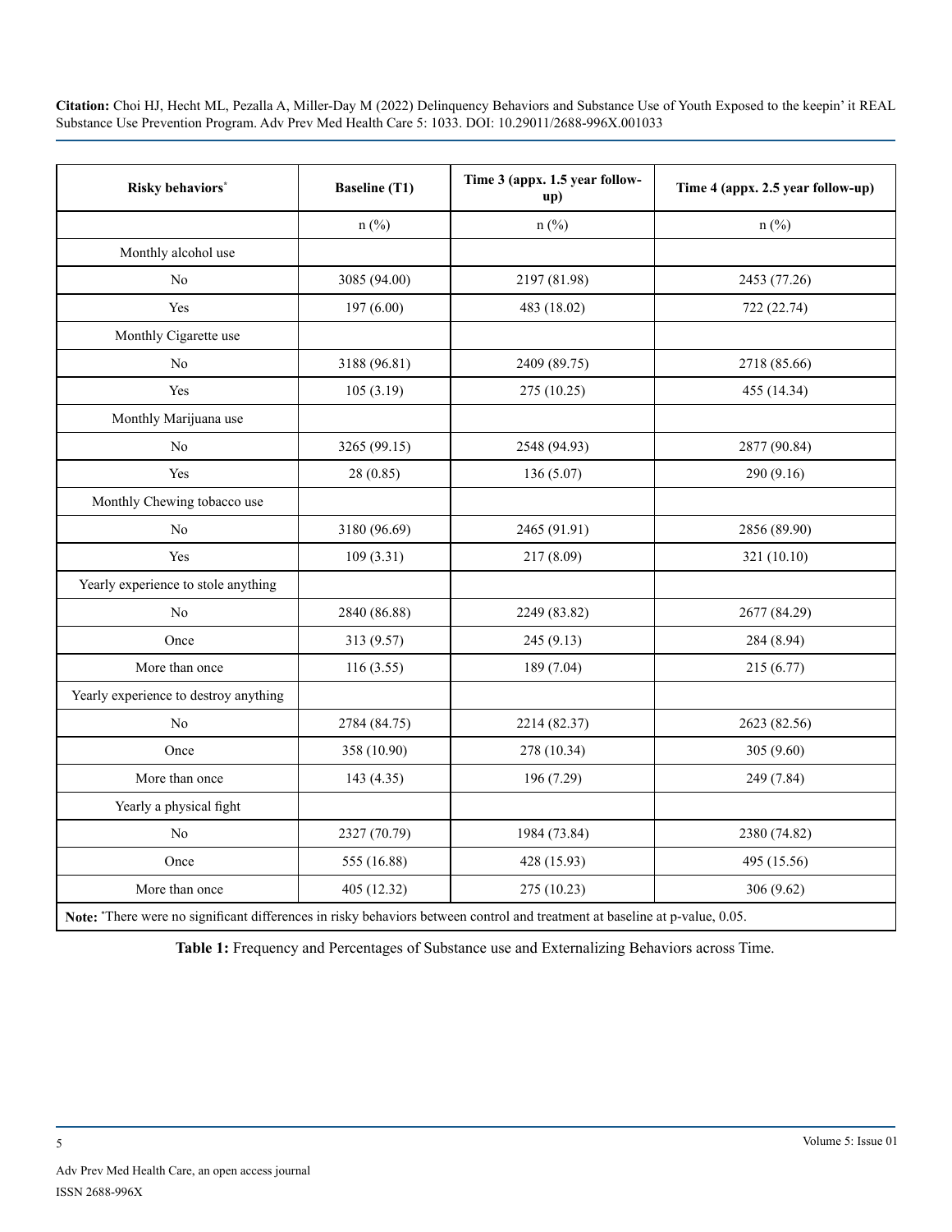| Risky behaviors[*] | Baseline (T1) | Time 3 (appx. 1.5 year follow-up) | Time 4 (appx. 2.5 year follow-up) |
|---|---|---|---|
| | n (%) | n (%) | n (%) |
| Monthly alcohol use | | | |
| No | 3085 (94.00) | 2197 (81.98) | 2453 (77.26) |
| Yes | 197 (6.00) | 483 (18.02) | 722 (22.74) |
| Monthly Cigarette use | | | |
| No | 3188 (96.81) | 2409 (89.75) | 2718 (85.66) |
| Yes | 105 (3.19) | 275 (10.25) | 455 (14.34) |
| Monthly Marijuana use | | | |
| No | 3265 (99.15) | 2548 (94.93) | 2877 (90.84) |
| Yes | 28 (0.85) | 136 (5.07) | 290 (9.16) |
| Monthly Chewing tobacco use | | | |
| No | 3180 (96.69) | 2465 (91.91) | 2856 (89.90) |
| Yes | 109 (3.31) | 217 (8.09) | 321 (10.10) |
| Yearly experience to stole anything | | | |
| No | 2840 (86.88) | 2249 (83.82) | 2677 (84.29) |
| Once | 313 (9.57) | 245 (9.13) | 284 (8.94) |
| More than once | 116 (3.55) | 189 (7.04) | 215 (6.77) |
| Yearly experience to destroy anything | | | |
| No | 2784 (84.75) | 2214 (82.37) | 2623 (82.56) |
| Once | 358 (10.90) | 278 (10.34) | 305 (9.60) |
| More than once | 143 (4.35) | 196 (7.29) | 249 (7.84) |
| Yearly a physical fight | | | |
| No | 2327 (70.79) | 1984 (73.84) | 2380 (74.82) |
| Once | 555 (16.88) | 428 (15.93) | 495 (15.56) |
| More than once | 405 (12.32) | 275 (10.23) | 306 (9.62) |

**Note:** [*]There were no significant differences in risky behaviors between control and treatment at baseline at p-value, 0.05.

**Table 1:** Frequency and Percentages of Substance use and Externalizing Behaviors across Time.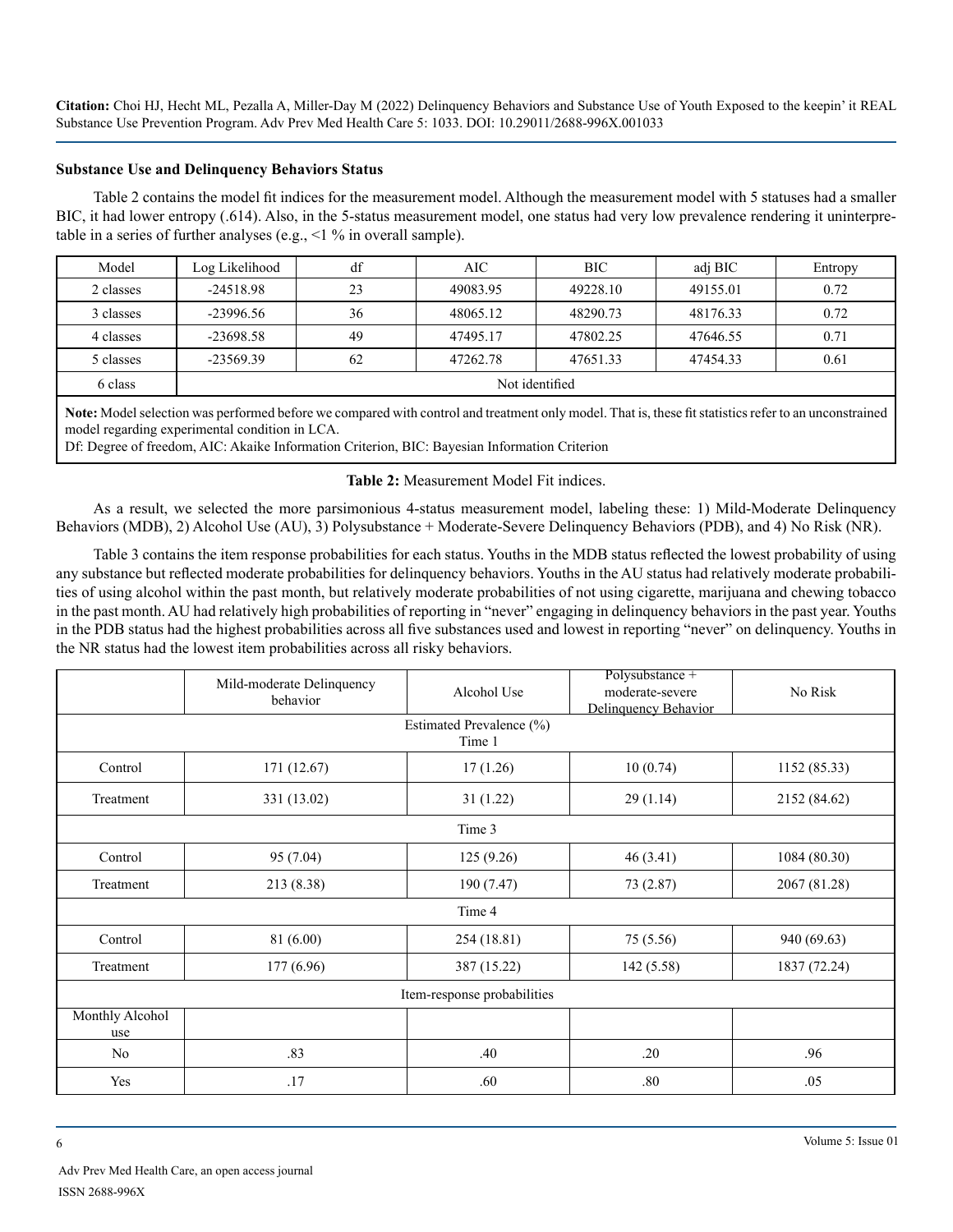**Substance Use and Delinquency Behaviors Status**

Table 2 contains the model fit indices for the measurement model. Although the measurement model with 5 statuses had a smaller BIC, it had lower entropy (.614). Also, in the 5-status measurement model, one status had very low prevalence rendering it uninterpretable in a series of further analyses (e.g., <1 % in overall sample).

| Model | Log Likelihood | df | AIC | BIC | adj BIC | Entropy |
|---|---|---|---|---|---|---|
| 2 classes | -24518.98 | 23 | 49083.95 | 49228.10 | 49155.01 | 0.72 |
| 3 classes | -23996.56 | 36 | 48065.12 | 48290.73 | 48176.33 | 0.72 |
| 4 classes | -23698.58 | 49 | 47495.17 | 47802.25 | 47646.55 | 0.71 |
| 5 classes | -23569.39 | 62 | 47262.78 | 47651.33 | 47454.33 | 0.61 |
| 6 class | Not identified | | | | | |

**Note:** Model selection was performed before we compared with control and treatment only model. That is, these fit statistics refer to an unconstrained model regarding experimental condition in LCA.
Df: Degree of freedom, AIC: Akaike Information Criterion, BIC: Bayesian Information Criterion

**Table 2:** Measurement Model Fit indices.

As a result, we selected the more parsimonious 4-status measurement model, labeling these: 1) Mild-Moderate Delinquency Behaviors (MDB), 2) Alcohol Use (AU), 3) Polysubstance + Moderate-Severe Delinquency Behaviors (PDB), and 4) No Risk (NR).

Table 3 contains the item response probabilities for each status. Youths in the MDB status reflected the lowest probability of using any substance but reflected moderate probabilities for delinquency behaviors. Youths in the AU status had relatively moderate probabilities of using alcohol within the past month, but relatively moderate probabilities of not using cigarette, marijuana and chewing tobacco in the past month. AU had relatively high probabilities of reporting in "never" engaging in delinquency behaviors in the past year. Youths in the PDB status had the highest probabilities across all five substances used and lowest in reporting "never" on delinquency. Youths in the NR status had the lowest item probabilities across all risky behaviors.

| | Mild-moderate Delinquency behavior | Alcohol Use | Polysubstance + moderate-severe Delinquency Behavior | No Risk |
|---|---|---|---|---|
| Estimated Prevalence (%) Time 1 | | | | |
| Control | 171 (12.67) | 17 (1.26) | 10 (0.74) | 1152 (85.33) |
| Treatment | 331 (13.02) | 31 (1.22) | 29 (1.14) | 2152 (84.62) |
| Time 3 | | | | |
| Control | 95 (7.04) | 125 (9.26) | 46 (3.41) | 1084 (80.30) |
| Treatment | 213 (8.38) | 190 (7.47) | 73 (2.87) | 2067 (81.28) |
| Time 4 | | | | |
| Control | 81 (6.00) | 254 (18.81) | 75 (5.56) | 940 (69.63) |
| Treatment | 177 (6.96) | 387 (15.22) | 142 (5.58) | 1837 (72.24) |
| Item-response probabilities | | | | |
| Monthly Alcohol use | | | | |
| No | .83 | .40 | .20 | .96 |
| Yes | .17 | .60 | .80 | .05 |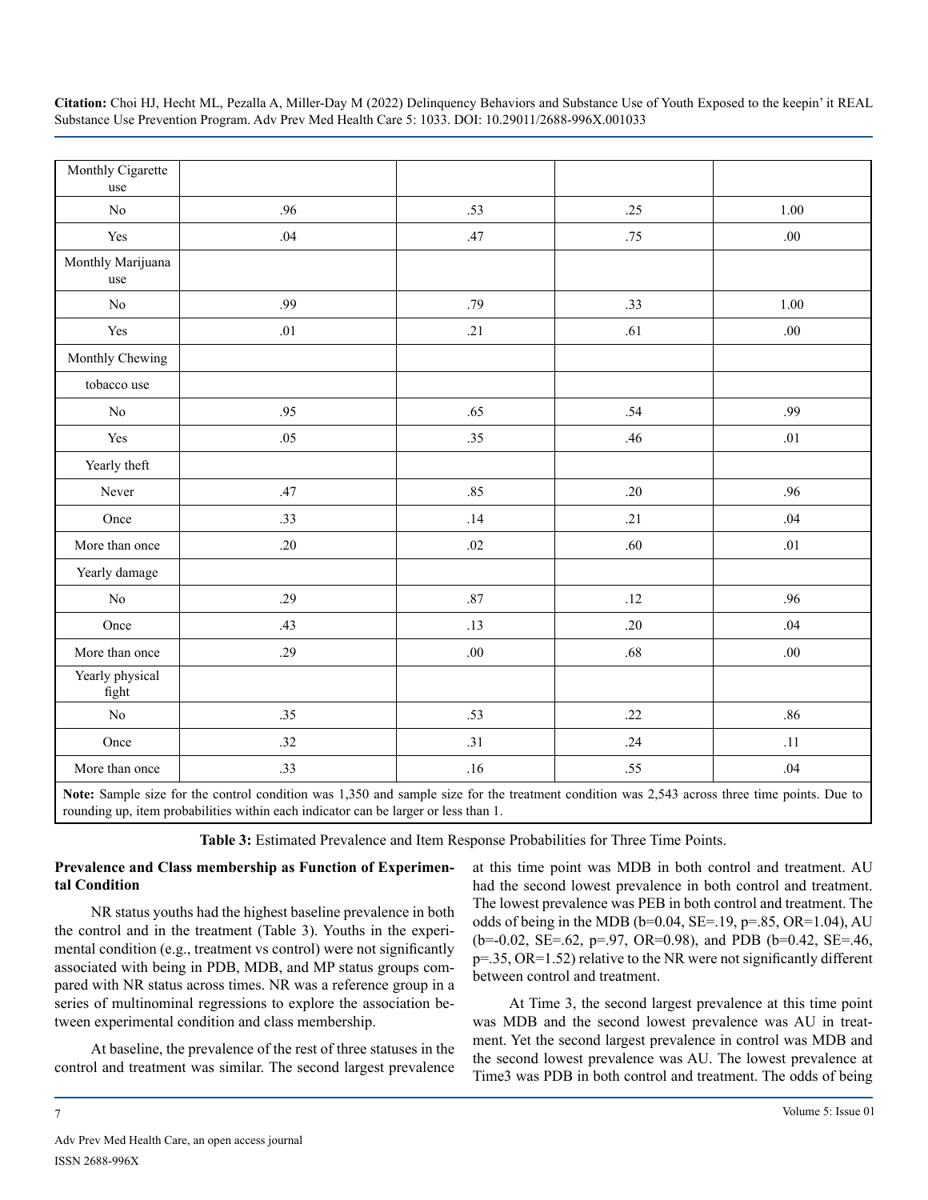| Monthly Cigarette use | | | | |
|---|---|---|---|---|
| No | .96 | .53 | .25 | 1.00 |
| Yes | .04 | .47 | .75 | .00 |
| Monthly Marijuana use | | | | |
| No | .99 | .79 | .33 | 1.00 |
| Yes | .01 | .21 | .61 | .00 |
| Monthly Chewing | | | | |
| tobacco use | | | | |
| No | .95 | .65 | .54 | .99 |
| Yes | .05 | .35 | .46 | .01 |
| Yearly theft | | | | |
| Never | .47 | .85 | .20 | .96 |
| Once | .33 | .14 | .21 | .04 |
| More than once | .20 | .02 | .60 | .01 |
| Yearly damage | | | | |
| No | .29 | .87 | .12 | .96 |
| Once | .43 | .13 | .20 | .04 |
| More than once | .29 | .00 | .68 | .00 |
| Yearly physical fight | | | | |
| No | .35 | .53 | .22 | .86 |
| Once | .32 | .31 | .24 | .11 |
| More than once | .33 | .16 | .55 | .04 |

**Note:** Sample size for the control condition was 1,350 and sample size for the treatment condition was 2,543 across three time points. Due to rounding up, item probabilities within each indicator can be larger or less than 1.

**Table 3:** Estimated Prevalence and Item Response Probabilities for Three Time Points.

**Prevalence and Class membership as Function of Experimental Condition**

NR status youths had the highest baseline prevalence in both the control and in the treatment (Table 3). Youths in the experimental condition (e.g., treatment vs control) were not significantly associated with being in PDB, MDB, and MP status groups compared with NR status across times. NR was a reference group in a series of multinominal regressions to explore the association between experimental condition and class membership.

At baseline, the prevalence of the rest of three statuses in the control and treatment was similar. The second largest prevalence at this time point was MDB in both control and treatment. AU had the second lowest prevalence in both control and treatment. The lowest prevalence was PEB in both control and treatment. The odds of being in the MDB (b=0.04, SE=.19, p=.85, OR=1.04), AU (b=-0.02, SE=.62, p=.97, OR=0.98), and PDB (b=0.42, SE=.46, p=.35, OR=1.52) relative to the NR were not significantly different between control and treatment.

At Time 3, the second largest prevalence at this time point was MDB and the second lowest prevalence was AU in treatment. Yet the second largest prevalence in control was MDB and the second lowest prevalence was AU. The lowest prevalence at Time3 was PDB in both control and treatment. The odds of being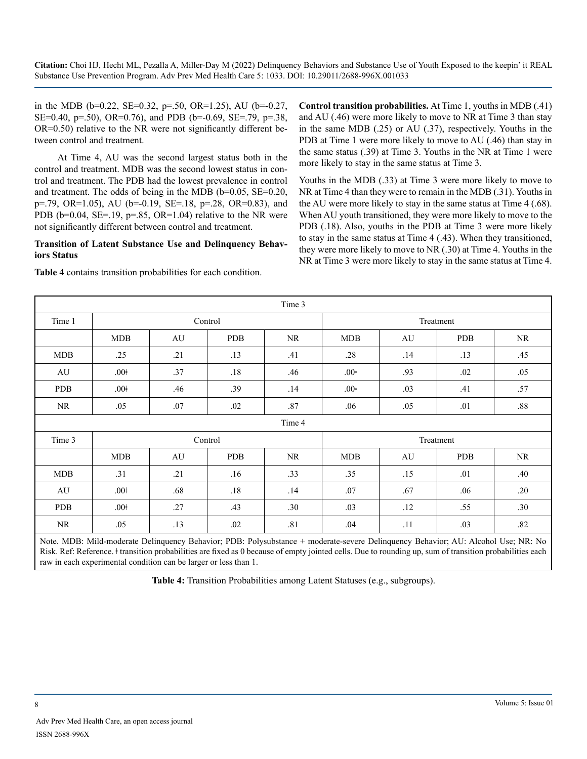in the MDB (b=0.22, SE=0.32, p=.50, OR=1.25), AU (b=-0.27, SE=0.40, p=.50), OR=0.76), and PDB (b=-0.69, SE=.79, p=.38, OR=0.50) relative to the NR were not significantly different between control and treatment.

At Time 4, AU was the second largest status both in the control and treatment. MDB was the second lowest status in control and treatment. The PDB had the lowest prevalence in control and treatment. The odds of being in the MDB (b=0.05, SE=0.20, p=.79, OR=1.05), AU (b=-0.19, SE=.18, p=.28, OR=0.83), and PDB (b=0.04, SE=.19, p=.85, OR=1.04) relative to the NR were not significantly different between control and treatment.

**Transition of Latent Substance Use and Delinquency Behaviors Status**

**Table 4** contains transition probabilities for each condition.

**Control transition probabilities.** At Time 1, youths in MDB (.41) and AU (.46) were more likely to move to NR at Time 3 than stay in the same MDB (.25) or AU (.37), respectively. Youths in the PDB at Time 1 were more likely to move to AU (.46) than stay in the same status (.39) at Time 3. Youths in the NR at Time 1 were more likely to stay in the same status at Time 3.

Youths in the MDB (.33) at Time 3 were more likely to move to NR at Time 4 than they were to remain in the MDB (.31). Youths in the AU were more likely to stay in the same status at Time 4 (.68). When AU youth transitioned, they were more likely to move to the PDB (.18). Also, youths in the PDB at Time 3 were more likely to stay in the same status at Time 4 (.43). When they transitioned, they were more likely to move to NR (.30) at Time 4. Youths in the NR at Time 3 were more likely to stay in the same status at Time 4.

| Time 3 | | | | | | | | |
|---|---|---|---|---|---|---|---|---|
| Time 1 | Control | | | | Treatment | | | |
| | MDB | AU | PDB | NR | MDB | AU | PDB | NR |
| MDB | .25 | .21 | .13 | .41 | .28 | .14 | .13 | .45 |
| AU | .00ǂ | .37 | .18 | .46 | .00ǂ | .93 | .02 | .05 |
| PDB | .00ǂ | .46 | .39 | .14 | .00ǂ | .03 | .41 | .57 |
| NR | .05 | .07 | .02 | .87 | .06 | .05 | .01 | .88 |
| Time 4 | | | | | | | | |
| Time 3 | Control | | | | Treatment | | | |
| | MDB | AU | PDB | NR | MDB | AU | PDB | NR |
| MDB | .31 | .21 | .16 | .33 | .35 | .15 | .01 | .40 |
| AU | .00ǂ | .68 | .18 | .14 | .07 | .67 | .06 | .20 |
| PDB | .00ǂ | .27 | .43 | .30 | .03 | .12 | .55 | .30 |
| NR | .05 | .13 | .02 | .81 | .04 | .11 | .03 | .82 |

Note. MDB: Mild-moderate Delinquency Behavior; PDB: Polysubstance + moderate-severe Delinquency Behavior; AU: Alcohol Use; NR: No Risk. Ref: Reference. ǂ transition probabilities are fixed as 0 because of empty jointed cells. Due to rounding up, sum of transition probabilities each raw in each experimental condition can be larger or less than 1.

**Table 4:** Transition Probabilities among Latent Statuses (e.g., subgroups).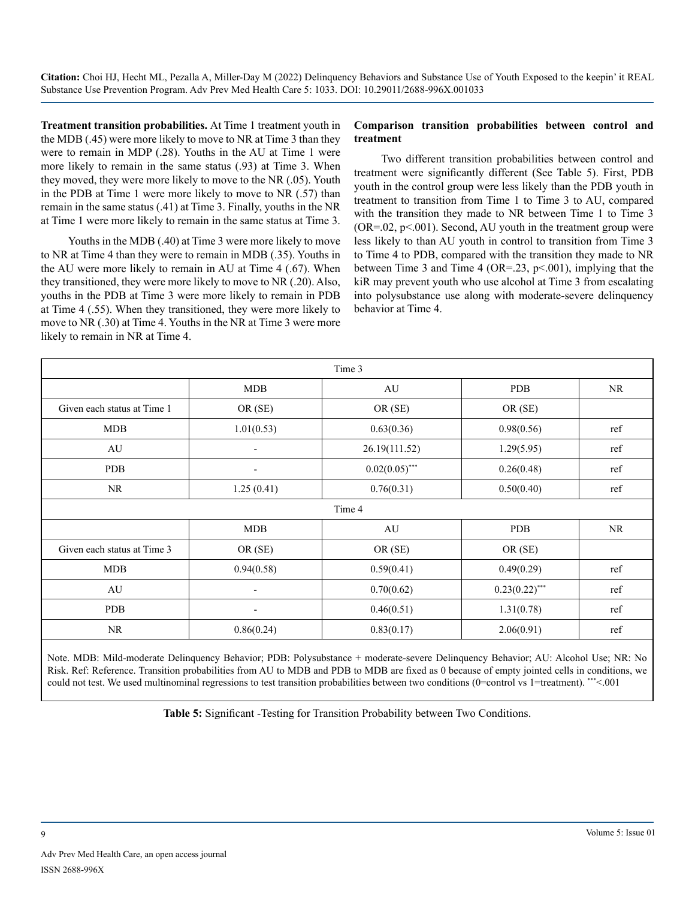**Treatment transition probabilities.** At Time 1 treatment youth in the MDB (.45) were more likely to move to NR at Time 3 than they were to remain in MDP (.28). Youths in the AU at Time 1 were more likely to remain in the same status (.93) at Time 3. When they moved, they were more likely to move to the NR (.05). Youth in the PDB at Time 1 were more likely to move to NR (.57) than remain in the same status (.41) at Time 3. Finally, youths in the NR at Time 1 were more likely to remain in the same status at Time 3.

Youths in the MDB (.40) at Time 3 were more likely to move to NR at Time 4 than they were to remain in MDB (.35). Youths in the AU were more likely to remain in AU at Time 4 (.67). When they transitioned, they were more likely to move to NR (.20). Also, youths in the PDB at Time 3 were more likely to remain in PDB at Time 4 (.55). When they transitioned, they were more likely to move to NR (.30) at Time 4. Youths in the NR at Time 3 were more likely to remain in NR at Time 4.

**Comparison transition probabilities between control and treatment**

Two different transition probabilities between control and treatment were significantly different (See Table 5). First, PDB youth in the control group were less likely than the PDB youth in treatment to transition from Time 1 to Time 3 to AU, compared with the transition they made to NR between Time 1 to Time 3 (OR=.02, p<.001). Second, AU youth in the treatment group were less likely to than AU youth in control to transition from Time 3 to Time 4 to PDB, compared with the transition they made to NR between Time 3 and Time 4 (OR=.23, p<.001), implying that the kiR may prevent youth who use alcohol at Time 3 from escalating into polysubstance use along with moderate-severe delinquency behavior at Time 4.

| Time 3 | | | | |
|---|---|---|---|---|
| | MDB | AU | PDB | NR |
| Given each status at Time 1 | OR (SE) | OR (SE) | OR (SE) | |
| MDB | 1.01(0.53) | 0.63(0.36) | 0.98(0.56) | ref |
| AU | - | 26.19(111.52) | 1.29(5.95) | ref |
| PDB | - | 0.02(0.05)*** | 0.26(0.48) | ref |
| NR | 1.25 (0.41) | 0.76(0.31) | 0.50(0.40) | ref |
| Time 4 | | | | |
| | MDB | AU | PDB | NR |
| Given each status at Time 3 | OR (SE) | OR (SE) | OR (SE) | |
| MDB | 0.94(0.58) | 0.59(0.41) | 0.49(0.29) | ref |
| AU | - | 0.70(0.62) | 0.23(0.22)*** | ref |
| PDB | - | 0.46(0.51) | 1.31(0.78) | ref |
| NR | 0.86(0.24) | 0.83(0.17) | 2.06(0.91) | ref |

Note. MDB: Mild-moderate Delinquency Behavior; PDB: Polysubstance + moderate-severe Delinquency Behavior; AU: Alcohol Use; NR: No Risk. Ref: Reference. Transition probabilities from AU to MDB and PDB to MDB are fixed as 0 because of empty jointed cells in conditions, we could not test. We used multinominal regressions to test transition probabilities between two conditions (0=control vs 1=treatment). ***<.001

**Table 5:** Significant -Testing for Transition Probability between Two Conditions.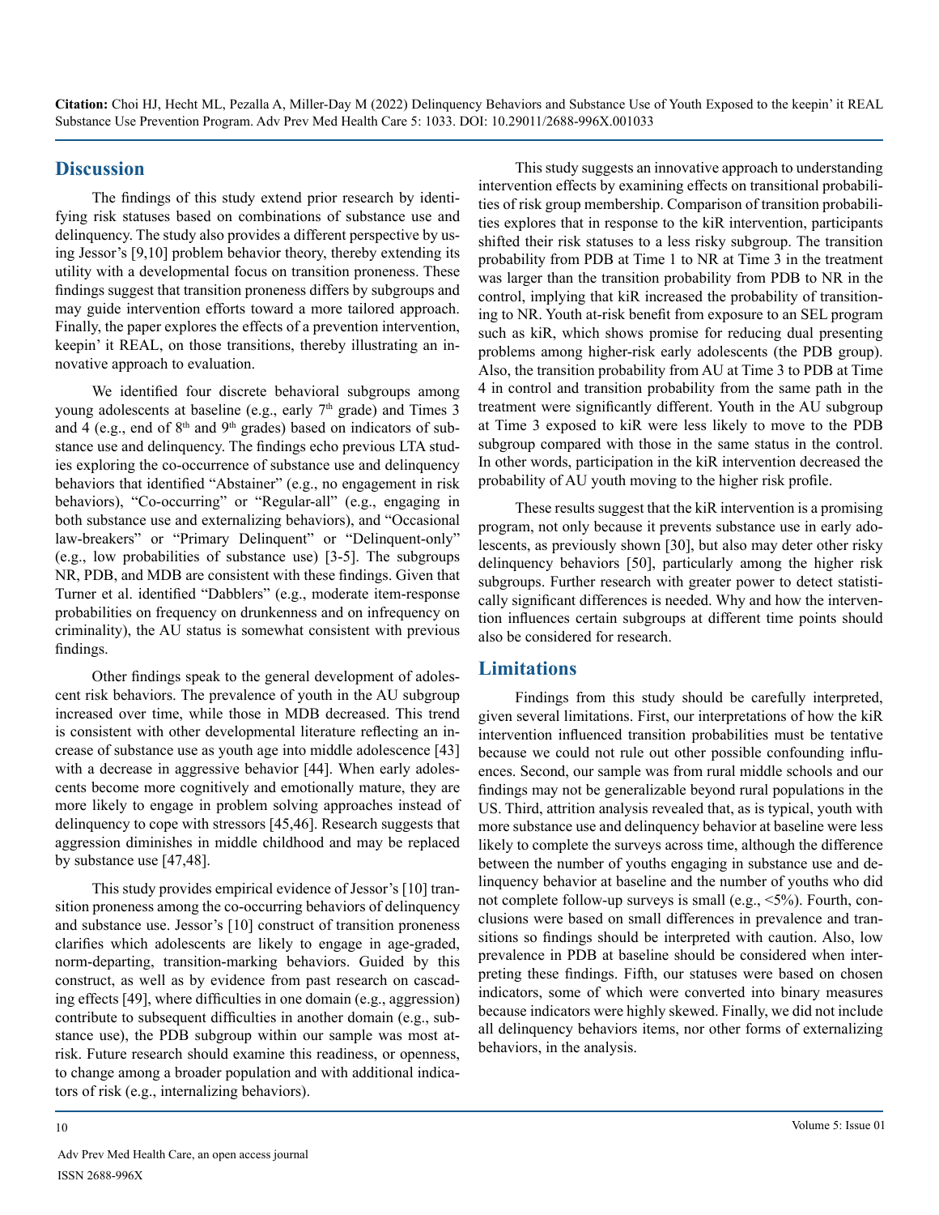## Discussion

The findings of this study extend prior research by identifying risk statuses based on combinations of substance use and delinquency. The study also provides a different perspective by using Jessor's [9,10] problem behavior theory, thereby extending its utility with a developmental focus on transition proneness. These findings suggest that transition proneness differs by subgroups and may guide intervention efforts toward a more tailored approach. Finally, the paper explores the effects of a prevention intervention, keepin' it REAL, on those transitions, thereby illustrating an innovative approach to evaluation.

We identified four discrete behavioral subgroups among young adolescents at baseline (e.g., early 7th grade) and Times 3 and 4 (e.g., end of 8th and 9th grades) based on indicators of substance use and delinquency. The findings echo previous LTA studies exploring the co-occurrence of substance use and delinquency behaviors that identified "Abstainer" (e.g., no engagement in risk behaviors), "Co-occurring" or "Regular-all" (e.g., engaging in both substance use and externalizing behaviors), and "Occasional law-breakers" or "Primary Delinquent" or "Delinquent-only" (e.g., low probabilities of substance use) [3-5]. The subgroups NR, PDB, and MDB are consistent with these findings. Given that Turner et al. identified "Dabblers" (e.g., moderate item-response probabilities on frequency on drunkenness and on infrequency on criminality), the AU status is somewhat consistent with previous findings.

Other findings speak to the general development of adolescent risk behaviors. The prevalence of youth in the AU subgroup increased over time, while those in MDB decreased. This trend is consistent with other developmental literature reflecting an increase of substance use as youth age into middle adolescence [43] with a decrease in aggressive behavior [44]. When early adolescents become more cognitively and emotionally mature, they are more likely to engage in problem solving approaches instead of delinquency to cope with stressors [45,46]. Research suggests that aggression diminishes in middle childhood and may be replaced by substance use [47,48].

This study provides empirical evidence of Jessor's [10] transition proneness among the co-occurring behaviors of delinquency and substance use. Jessor's [10] construct of transition proneness clarifies which adolescents are likely to engage in age-graded, norm-departing, transition-marking behaviors. Guided by this construct, as well as by evidence from past research on cascading effects [49], where difficulties in one domain (e.g., aggression) contribute to subsequent difficulties in another domain (e.g., substance use), the PDB subgroup within our sample was most at-risk. Future research should examine this readiness, or openness, to change among a broader population and with additional indicators of risk (e.g., internalizing behaviors).

This study suggests an innovative approach to understanding intervention effects by examining effects on transitional probabilities of risk group membership. Comparison of transition probabilities explores that in response to the kiR intervention, participants shifted their risk statuses to a less risky subgroup. The transition probability from PDB at Time 1 to NR at Time 3 in the treatment was larger than the transition probability from PDB to NR in the control, implying that kiR increased the probability of transitioning to NR. Youth at-risk benefit from exposure to an SEL program such as kiR, which shows promise for reducing dual presenting problems among higher-risk early adolescents (the PDB group). Also, the transition probability from AU at Time 3 to PDB at Time 4 in control and transition probability from the same path in the treatment were significantly different. Youth in the AU subgroup at Time 3 exposed to kiR were less likely to move to the PDB subgroup compared with those in the same status in the control. In other words, participation in the kiR intervention decreased the probability of AU youth moving to the higher risk profile.

These results suggest that the kiR intervention is a promising program, not only because it prevents substance use in early adolescents, as previously shown [30], but also may deter other risky delinquency behaviors [50], particularly among the higher risk subgroups. Further research with greater power to detect statistically significant differences is needed. Why and how the intervention influences certain subgroups at different time points should also be considered for research.

## Limitations

Findings from this study should be carefully interpreted, given several limitations. First, our interpretations of how the kiR intervention influenced transition probabilities must be tentative because we could not rule out other possible confounding influences. Second, our sample was from rural middle schools and our findings may not be generalizable beyond rural populations in the US. Third, attrition analysis revealed that, as is typical, youth with more substance use and delinquency behavior at baseline were less likely to complete the surveys across time, although the difference between the number of youths engaging in substance use and delinquency behavior at baseline and the number of youths who did not complete follow-up surveys is small (e.g., <5%). Fourth, conclusions were based on small differences in prevalence and transitions so findings should be interpreted with caution. Also, low prevalence in PDB at baseline should be considered when interpreting these findings. Fifth, our statuses were based on chosen indicators, some of which were converted into binary measures because indicators were highly skewed. Finally, we did not include all delinquency behaviors items, nor other forms of externalizing behaviors, in the analysis.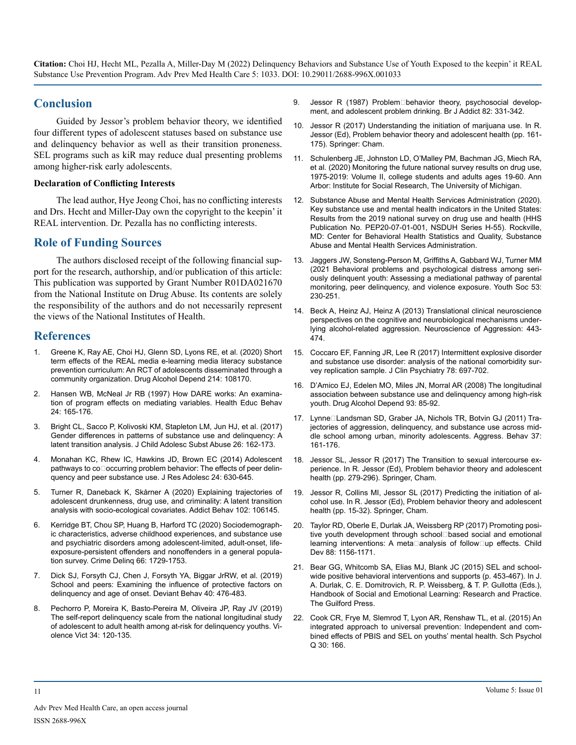## Conclusion

Guided by Jessor's problem behavior theory, we identified four different types of adolescent statuses based on substance use and delinquency behavior as well as their transition proneness. SEL programs such as kiR may reduce dual presenting problems among higher-risk early adolescents.

### Declaration of Conflicting Interests

The lead author, Hye Jeong Choi, has no conflicting interests and Drs. Hecht and Miller-Day own the copyright to the keepin' it REAL intervention. Dr. Pezalla has no conflicting interests.

## Role of Funding Sources

The authors disclosed receipt of the following financial support for the research, authorship, and/or publication of this article: This publication was supported by Grant Number R01DA021670 from the National Institute on Drug Abuse. Its contents are solely the responsibility of the authors and do not necessarily represent the views of the National Institutes of Health.

## References

1. Greene K, Ray AE, Choi HJ, Glenn SD, Lyons RE, et al. (2020) Short term effects of the REAL media e-learning media literacy substance prevention curriculum: An RCT of adolescents disseminated through a community organization. Drug Alcohol Depend 214: 108170.
2. Hansen WB, McNeal Jr RB (1997) How DARE works: An examination of program effects on mediating variables. Health Educ Behav 24: 165-176.
3. Bright CL, Sacco P, Kolivoski KM, Stapleton LM, Jun HJ, et al. (2017) Gender differences in patterns of substance use and delinquency: A latent transition analysis. J Child Adolesc Subst Abuse 26: 162-173.
4. Monahan KC, Rhew IC, Hawkins JD, Brown EC (2014) Adolescent pathways to co-occurring problem behavior: The effects of peer delinquency and peer substance use. J Res Adolesc 24: 630-645.
5. Turner R, Daneback K, Skårner A (2020) Explaining trajectories of adolescent drunkenness, drug use, and criminality: A latent transition analysis with socio-ecological covariates. Addict Behav 102: 106145.
6. Kerridge BT, Chou SP, Huang B, Harford TC (2020) Sociodemographic characteristics, adverse childhood experiences, and substance use and psychiatric disorders among adolescent-limited, adult-onset, life-exposure-persistent offenders and nonoffenders in a general population survey. Crime Delinq 66: 1729-1753.
7. Dick SJ, Forsyth CJ, Chen J, Forsyth YA, Biggar JrRW, et al. (2019) School and peers: Examining the influence of protective factors on delinquency and age of onset. Deviant Behav 40: 476-483.
8. Pechorro P, Moreira K, Basto-Pereira M, Oliveira JP, Ray JV (2019) The self-report delinquency scale from the national longitudinal study of adolescent to adult health among at-risk for delinquency youths. Violence Vict 34: 120-135.
9. Jessor R (1987) Problem-behavior theory, psychosocial development, and adolescent problem drinking. Br J Addict 82: 331-342.
10. Jessor R (2017) Understanding the initiation of marijuana use. In R. Jessor (Ed), Problem behavior theory and adolescent health (pp. 161-175). Springer: Cham.
11. Schulenberg JE, Johnston LD, O'Malley PM, Bachman JG, Miech RA, et al. (2020) Monitoring the future national survey results on drug use, 1975-2019: Volume II, college students and adults ages 19-60. Ann Arbor: Institute for Social Research, The University of Michigan.
12. Substance Abuse and Mental Health Services Administration (2020). Key substance use and mental health indicators in the United States: Results from the 2019 national survey on drug use and health (HHS Publication No. PEP20-07-01-001, NSDUH Series H-55). Rockville, MD: Center for Behavioral Health Statistics and Quality, Substance Abuse and Mental Health Services Administration.
13. Jaggers JW, Sonsteng-Person M, Griffiths A, Gabbard WJ, Turner MM (2021 Behavioral problems and psychological distress among seriously delinquent youth: Assessing a mediational pathway of parental monitoring, peer delinquency, and violence exposure. Youth Soc 53: 230-251.
14. Beck A, Heinz AJ, Heinz A (2013) Translational clinical neuroscience perspectives on the cognitive and neurobiological mechanisms underlying alcohol-related aggression. Neuroscience of Aggression: 443-474.
15. Coccaro EF, Fanning JR, Lee R (2017) Intermittent explosive disorder and substance use disorder: analysis of the national comorbidity survey replication sample. J Clin Psychiatry 78: 697-702.
16. D'Amico EJ, Edelen MO, Miles JN, Morral AR (2008) The longitudinal association between substance use and delinquency among high-risk youth. Drug Alcohol Depend 93: 85-92.
17. Lynne-Landsman SD, Graber JA, Nichols TR, Botvin GJ (2011) Trajectories of aggression, delinquency, and substance use across middle school among urban, minority adolescents. Aggress. Behav 37: 161-176.
18. Jessor SL, Jessor R (2017) The Transition to sexual intercourse experience. In R. Jessor (Ed), Problem behavior theory and adolescent health (pp. 279-296). Springer, Cham.
19. Jessor R, Collins MI, Jessor SL (2017) Predicting the initiation of alcohol use. In R. Jessor (Ed), Problem behavior theory and adolescent health (pp. 15-32). Springer, Cham.
20. Taylor RD, Oberle E, Durlak JA, Weissberg RP (2017) Promoting positive youth development through school-based social and emotional learning interventions: A meta-analysis of follow-up effects. Child Dev 88: 1156-1171.
21. Bear GG, Whitcomb SA, Elias MJ, Blank JC (2015) SEL and schoolwide positive behavioral interventions and supports (p. 453-467). In J. A. Durlak, C. E. Domitrovich, R. P. Weissberg, & T. P. Gullotta (Eds.), Handbook of Social and Emotional Learning: Research and Practice. The Guilford Press.
22. Cook CR, Frye M, Slemrod T, Lyon AR, Renshaw TL, et al. (2015) An integrated approach to universal prevention: Independent and combined effects of PBIS and SEL on youths' mental health. Sch Psychol Q 30: 166.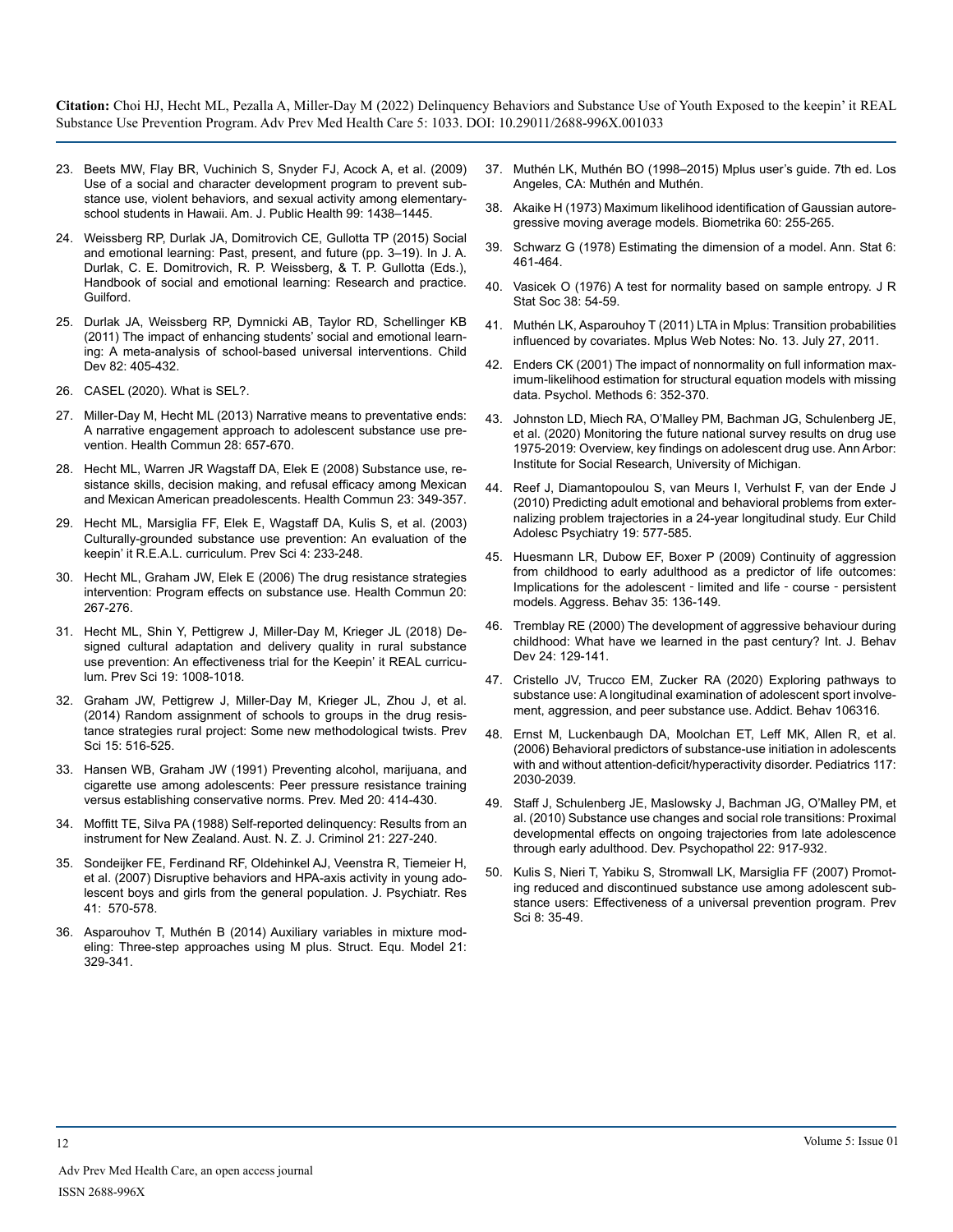23. Beets MW, Flay BR, Vuchinich S, Snyder FJ, Acock A, et al. (2009) Use of a social and character development program to prevent substance use, violent behaviors, and sexual activity among elementary-school students in Hawaii. Am. J. Public Health 99: 1438–1445.

24. Weissberg RP, Durlak JA, Domitrovich CE, Gullotta TP (2015) Social and emotional learning: Past, present, and future (pp. 3–19). In J. A. Durlak, C. E. Domitrovich, R. P. Weissberg, & T. P. Gullotta (Eds.), Handbook of social and emotional learning: Research and practice. Guilford.

25. Durlak JA, Weissberg RP, Dymnicki AB, Taylor RD, Schellinger KB (2011) The impact of enhancing students' social and emotional learning: A meta-analysis of school-based universal interventions. Child Dev 82: 405-432.

26. CASEL (2020). What is SEL?.

27. Miller-Day M, Hecht ML (2013) Narrative means to preventative ends: A narrative engagement approach to adolescent substance use prevention. Health Commun 28: 657-670.

28. Hecht ML, Warren JR Wagstaff DA, Elek E (2008) Substance use, resistance skills, decision making, and refusal efficacy among Mexican and Mexican American preadolescents. Health Commun 23: 349-357.

29. Hecht ML, Marsiglia FF, Elek E, Wagstaff DA, Kulis S, et al. (2003) Culturally-grounded substance use prevention: An evaluation of the keepin' it R.E.A.L. curriculum. Prev Sci 4: 233-248.

30. Hecht ML, Graham JW, Elek E (2006) The drug resistance strategies intervention: Program effects on substance use. Health Commun 20: 267-276.

31. Hecht ML, Shin Y, Pettigrew J, Miller-Day M, Krieger JL (2018) Designed cultural adaptation and delivery quality in rural substance use prevention: An effectiveness trial for the Keepin' it REAL curriculum. Prev Sci 19: 1008-1018.

32. Graham JW, Pettigrew J, Miller-Day M, Krieger JL, Zhou J, et al. (2014) Random assignment of schools to groups in the drug resistance strategies rural project: Some new methodological twists. Prev Sci 15: 516-525.

33. Hansen WB, Graham JW (1991) Preventing alcohol, marijuana, and cigarette use among adolescents: Peer pressure resistance training versus establishing conservative norms. Prev. Med 20: 414-430.

34. Moffitt TE, Silva PA (1988) Self-reported delinquency: Results from an instrument for New Zealand. Aust. N. Z. J. Criminol 21: 227-240.

35. Sondeijker FE, Ferdinand RF, Oldehinkel AJ, Veenstra R, Tiemeier H, et al. (2007) Disruptive behaviors and HPA-axis activity in young adolescent boys and girls from the general population. J. Psychiatr. Res 41: 570-578.

36. Asparouhov T, Muthén B (2014) Auxiliary variables in mixture modeling: Three-step approaches using M plus. Struct. Equ. Model 21: 329-341.

37. Muthén LK, Muthén BO (1998–2015) Mplus user's guide. 7th ed. Los Angeles, CA: Muthén and Muthén.

38. Akaike H (1973) Maximum likelihood identification of Gaussian autoregressive moving average models. Biometrika 60: 255-265.

39. Schwarz G (1978) Estimating the dimension of a model. Ann. Stat 6: 461-464.

40. Vasicek O (1976) A test for normality based on sample entropy. J R Stat Soc 38: 54-59.

41. Muthén LK, Asparouhov T (2011) LTA in Mplus: Transition probabilities influenced by covariates. Mplus Web Notes: No. 13. July 27, 2011.

42. Enders CK (2001) The impact of nonnormality on full information maximum-likelihood estimation for structural equation models with missing data. Psychol. Methods 6: 352-370.

43. Johnston LD, Miech RA, O'Malley PM, Bachman JG, Schulenberg JE, et al. (2020) Monitoring the future national survey results on drug use 1975-2019: Overview, key findings on adolescent drug use. Ann Arbor: Institute for Social Research, University of Michigan.

44. Reef J, Diamantopoulou S, van Meurs I, Verhulst F, van der Ende J (2010) Predicting adult emotional and behavioral problems from externalizing problem trajectories in a 24-year longitudinal study. Eur Child Adolesc Psychiatry 19: 577-585.

45. Huesmann LR, Dubow EF, Boxer P (2009) Continuity of aggression from childhood to early adulthood as a predictor of life outcomes: Implications for the adolescent - limited and life - course - persistent models. Aggress. Behav 35: 136-149.

46. Tremblay RE (2000) The development of aggressive behaviour during childhood: What have we learned in the past century? Int. J. Behav Dev 24: 129-141.

47. Cristello JV, Trucco EM, Zucker RA (2020) Exploring pathways to substance use: A longitudinal examination of adolescent sport involvement, aggression, and peer substance use. Addict. Behav 106316.

48. Ernst M, Luckenbaugh DA, Moolchan ET, Leff MK, Allen R, et al. (2006) Behavioral predictors of substance-use initiation in adolescents with and without attention-deficit/hyperactivity disorder. Pediatrics 117: 2030-2039.

49. Staff J, Schulenberg JE, Maslowsky J, Bachman JG, O'Malley PM, et al. (2010) Substance use changes and social role transitions: Proximal developmental effects on ongoing trajectories from late adolescence through early adulthood. Dev. Psychopathol 22: 917-932.

50. Kulis S, Nieri T, Yabiku S, Stromwall LK, Marsiglia FF (2007) Promoting reduced and discontinued substance use among adolescent substance users: Effectiveness of a universal prevention program. Prev Sci 8: 35-49.